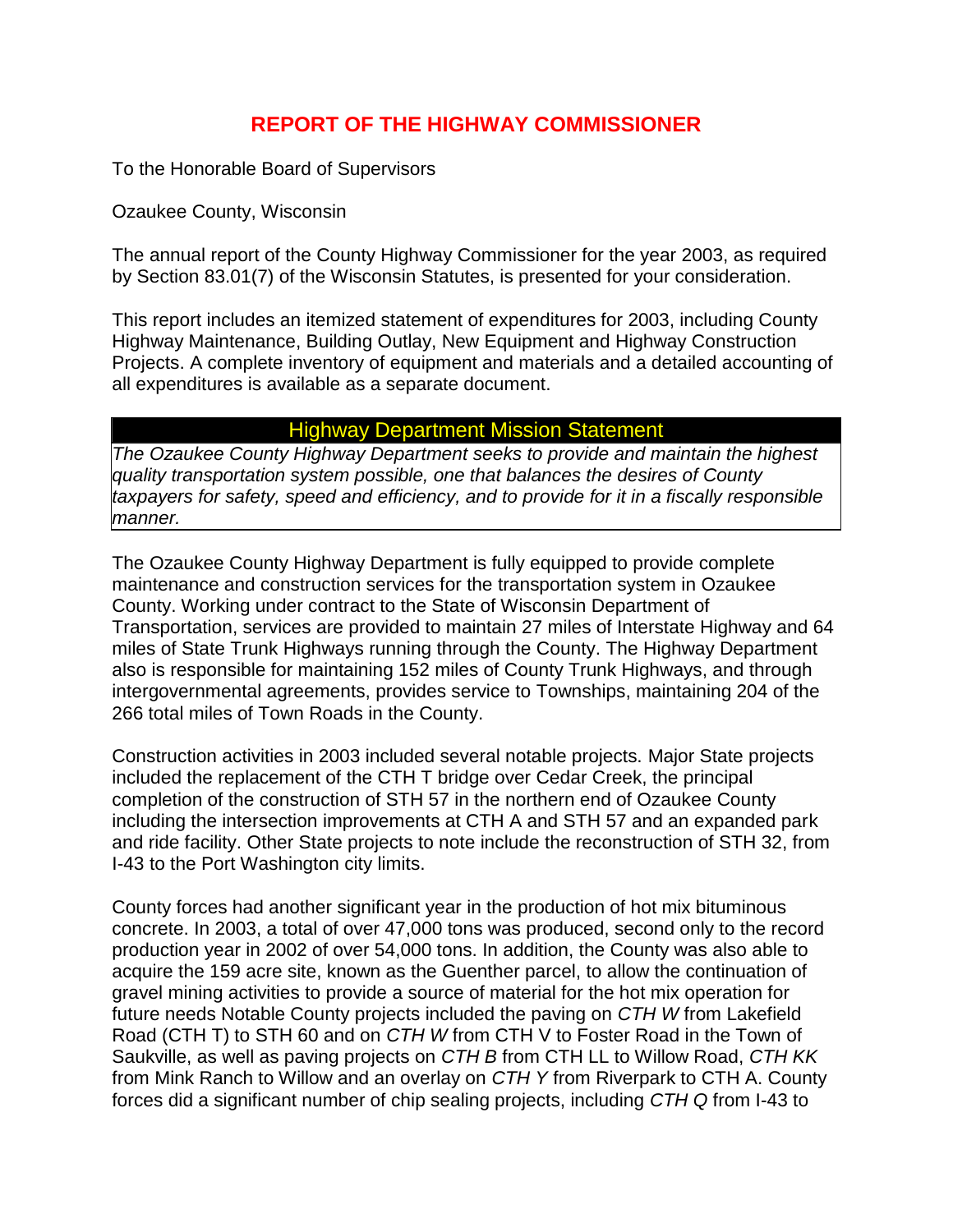# REPORT OF THE HIGHWAY COMMISSIONER

To the Honorable Board of Supervisors

Ozaukee County, Wisconsin

The annual report of the County Highway Commissioner for the year 2003, as required by Section 83.01(7) of the Wisconsin Statutes, is presented for your consideration.

This report includes an itemized statement of expenditures for 2003, including County Highway Maintenance, Building Outlay, New Equipment and Highway Construction Projects. A complete inventory of equipment and materials and a detailed accounting of all expenditures is available as a separate document.

| Highway Department Mission Statement |
| --- |
| *The Ozaukee County Highway Department seeks to provide and maintain the highest quality transportation system possible, one that balances the desires of County taxpayers for safety, speed and efficiency, and to provide for it in a fiscally responsible manner.* |

The Ozaukee County Highway Department is fully equipped to provide complete maintenance and construction services for the transportation system in Ozaukee County. Working under contract to the State of Wisconsin Department of Transportation, services are provided to maintain 27 miles of Interstate Highway and 64 miles of State Trunk Highways running through the County. The Highway Department also is responsible for maintaining 152 miles of County Trunk Highways, and through intergovernmental agreements, provides service to Townships, maintaining 204 of the 266 total miles of Town Roads in the County.

Construction activities in 2003 included several notable projects. Major State projects included the replacement of the CTH T bridge over Cedar Creek, the principal completion of the construction of STH 57 in the northern end of Ozaukee County including the intersection improvements at CTH A and STH 57 and an expanded park and ride facility. Other State projects to note include the reconstruction of STH 32, from I-43 to the Port Washington city limits.

County forces had another significant year in the production of hot mix bituminous concrete. In 2003, a total of over 47,000 tons was produced, second only to the record production year in 2002 of over 54,000 tons. In addition, the County was also able to acquire the 159 acre site, known as the Guenther parcel, to allow the continuation of gravel mining activities to provide a source of material for the hot mix operation for future needs Notable County projects included the paving on *CTH W* from Lakefield Road (CTH T) to STH 60 and on *CTH W* from CTH V to Foster Road in the Town of Saukville, as well as paving projects on *CTH B* from CTH LL to Willow Road, *CTH KK* from Mink Ranch to Willow and an overlay on *CTH Y* from Riverpark to CTH A. County forces did a significant number of chip sealing projects, including *CTH Q* from I-43 to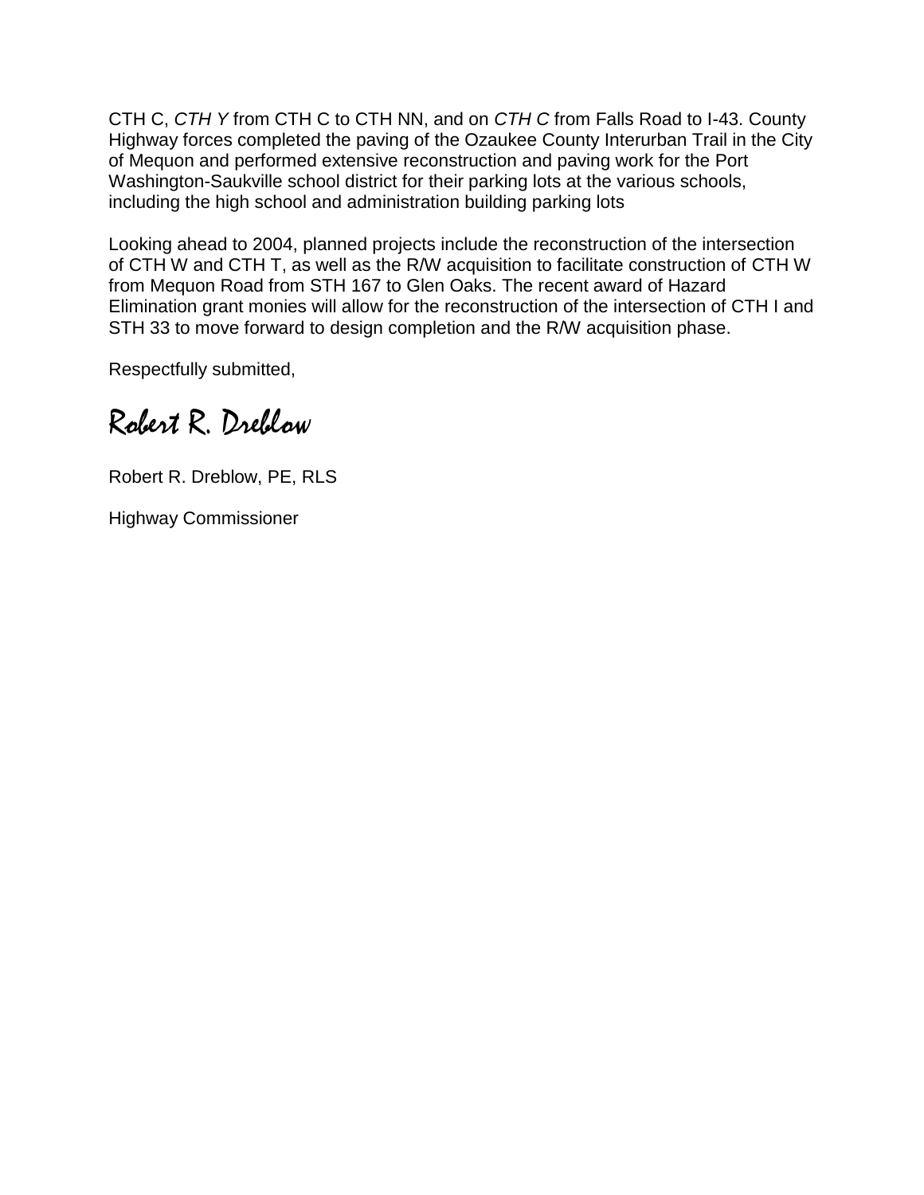CTH C, *CTH Y* from CTH C to CTH NN, and on *CTH C* from Falls Road to I-43. County Highway forces completed the paving of the Ozaukee County Interurban Trail in the City of Mequon and performed extensive reconstruction and paving work for the Port Washington-Saukville school district for their parking lots at the various schools, including the high school and administration building parking lots

Looking ahead to 2004, planned projects include the reconstruction of the intersection of CTH W and CTH T, as well as the R/W acquisition to facilitate construction of CTH W from Mequon Road from STH 167 to Glen Oaks. The recent award of Hazard Elimination grant monies will allow for the reconstruction of the intersection of CTH I and STH 33 to move forward to design completion and the R/W acquisition phase.

Respectfully submitted,

*Robert R. Dreblow*

Robert R. Dreblow, PE, RLS

Highway Commissioner